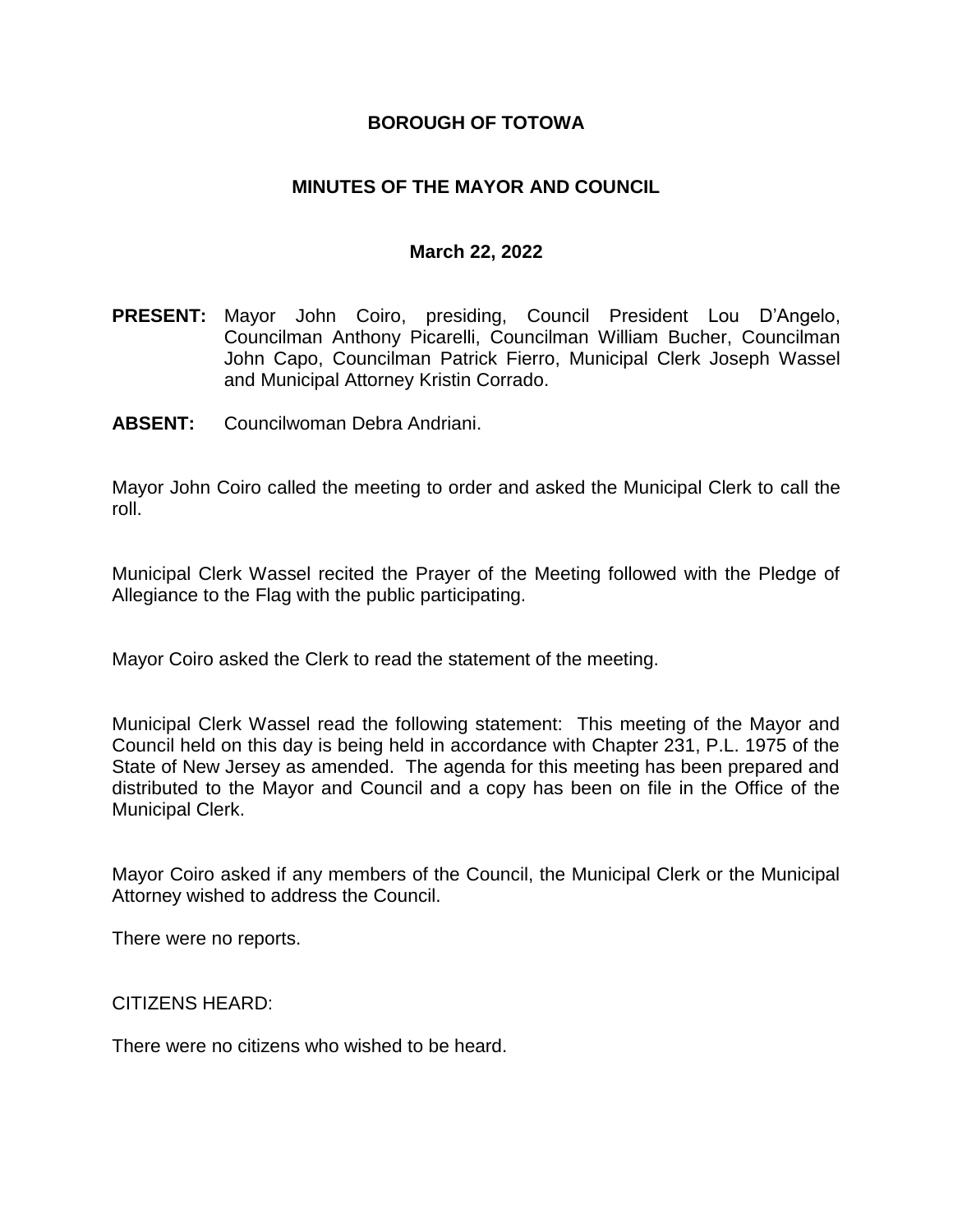**BOROUGH OF TOTOWA**

**MINUTES OF THE MAYOR AND COUNCIL**

**March 22, 2022**

**PRESENT:** Mayor John Coiro, presiding, Council President Lou D'Angelo, Councilman Anthony Picarelli, Councilman William Bucher, Councilman John Capo, Councilman Patrick Fierro, Municipal Clerk Joseph Wassel and Municipal Attorney Kristin Corrado.

**ABSENT:** Councilwoman Debra Andriani.

Mayor John Coiro called the meeting to order and asked the Municipal Clerk to call the roll.

Municipal Clerk Wassel recited the Prayer of the Meeting followed with the Pledge of Allegiance to the Flag with the public participating.

Mayor Coiro asked the Clerk to read the statement of the meeting.

Municipal Clerk Wassel read the following statement: This meeting of the Mayor and Council held on this day is being held in accordance with Chapter 231, P.L. 1975 of the State of New Jersey as amended. The agenda for this meeting has been prepared and distributed to the Mayor and Council and a copy has been on file in the Office of the Municipal Clerk.

Mayor Coiro asked if any members of the Council, the Municipal Clerk or the Municipal Attorney wished to address the Council.

There were no reports.

CITIZENS HEARD:

There were no citizens who wished to be heard.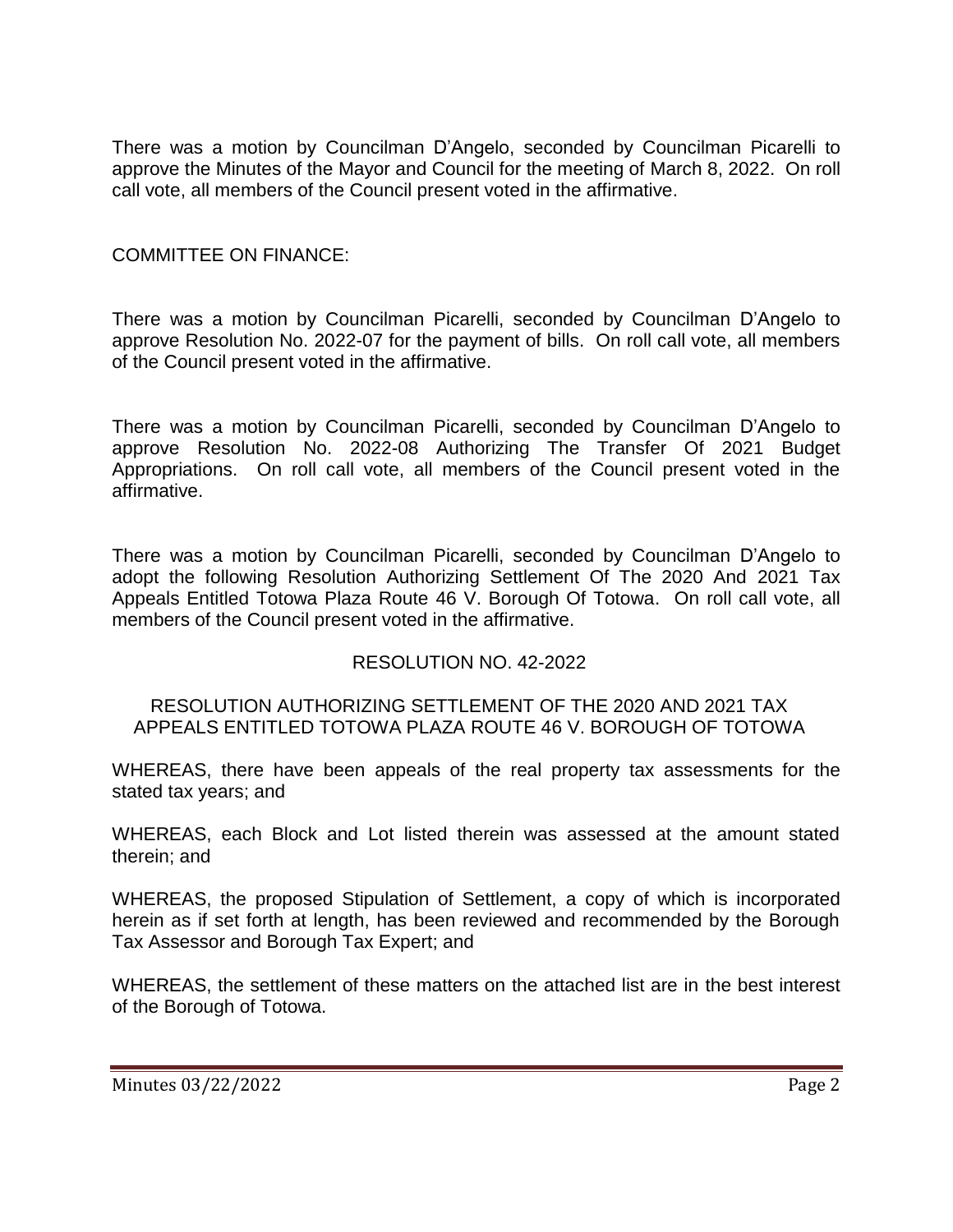There was a motion by Councilman D'Angelo, seconded by Councilman Picarelli to approve the Minutes of the Mayor and Council for the meeting of March 8, 2022. On roll call vote, all members of the Council present voted in the affirmative.

COMMITTEE ON FINANCE:

There was a motion by Councilman Picarelli, seconded by Councilman D'Angelo to approve Resolution No. 2022-07 for the payment of bills. On roll call vote, all members of the Council present voted in the affirmative.

There was a motion by Councilman Picarelli, seconded by Councilman D'Angelo to approve Resolution No. 2022-08 Authorizing The Transfer Of 2021 Budget Appropriations. On roll call vote, all members of the Council present voted in the affirmative.

There was a motion by Councilman Picarelli, seconded by Councilman D'Angelo to adopt the following Resolution Authorizing Settlement Of The 2020 And 2021 Tax Appeals Entitled Totowa Plaza Route 46 V. Borough Of Totowa. On roll call vote, all members of the Council present voted in the affirmative.

RESOLUTION NO. 42-2022

RESOLUTION AUTHORIZING SETTLEMENT OF THE 2020 AND 2021 TAX APPEALS ENTITLED TOTOWA PLAZA ROUTE 46 V. BOROUGH OF TOTOWA

WHEREAS, there have been appeals of the real property tax assessments for the stated tax years; and

WHEREAS, each Block and Lot listed therein was assessed at the amount stated therein; and

WHEREAS, the proposed Stipulation of Settlement, a copy of which is incorporated herein as if set forth at length, has been reviewed and recommended by the Borough Tax Assessor and Borough Tax Expert; and

WHEREAS, the settlement of these matters on the attached list are in the best interest of the Borough of Totowa.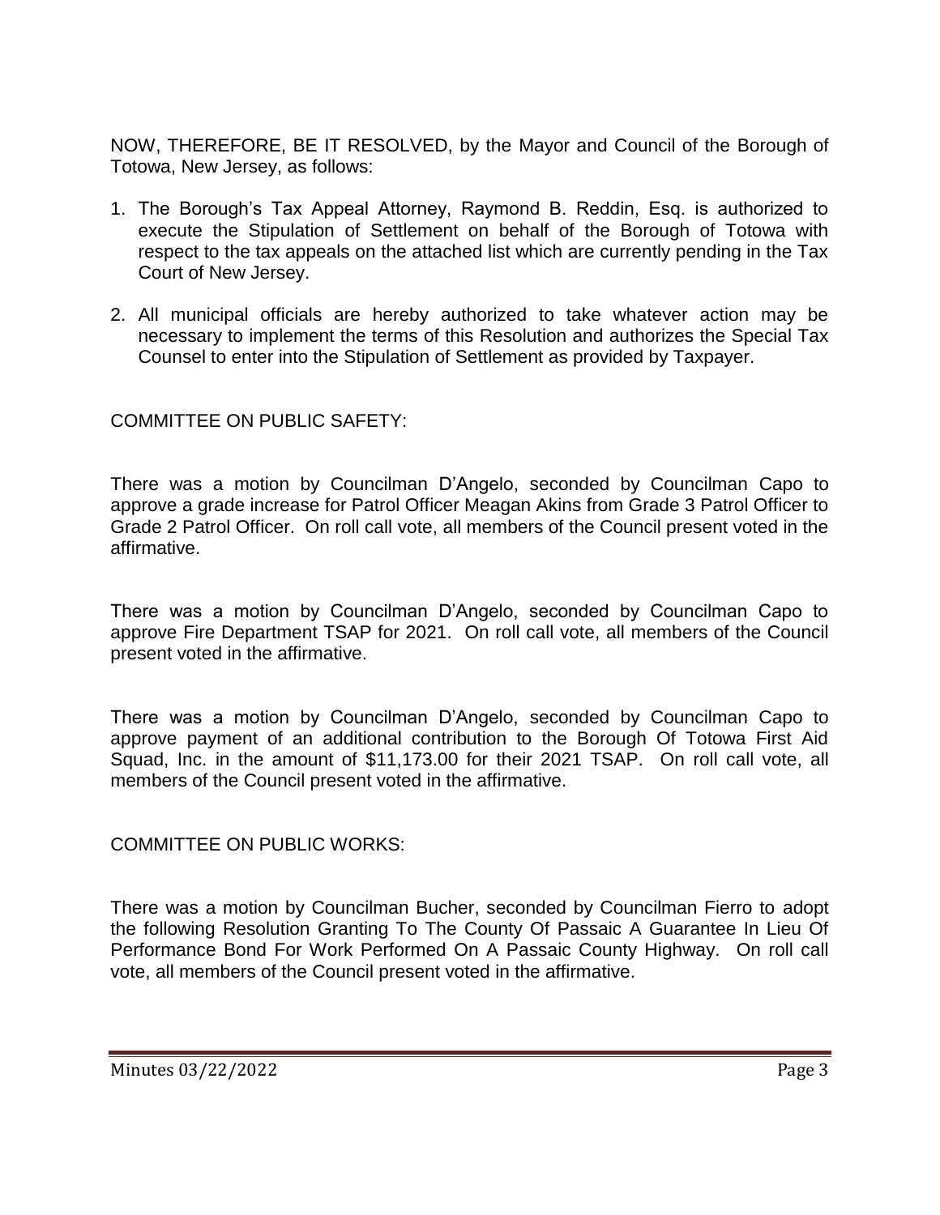NOW, THEREFORE, BE IT RESOLVED, by the Mayor and Council of the Borough of Totowa, New Jersey, as follows:

1. The Borough's Tax Appeal Attorney, Raymond B. Reddin, Esq. is authorized to execute the Stipulation of Settlement on behalf of the Borough of Totowa with respect to the tax appeals on the attached list which are currently pending in the Tax Court of New Jersey.

2. All municipal officials are hereby authorized to take whatever action may be necessary to implement the terms of this Resolution and authorizes the Special Tax Counsel to enter into the Stipulation of Settlement as provided by Taxpayer.

COMMITTEE ON PUBLIC SAFETY:

There was a motion by Councilman D'Angelo, seconded by Councilman Capo to approve a grade increase for Patrol Officer Meagan Akins from Grade 3 Patrol Officer to Grade 2 Patrol Officer. On roll call vote, all members of the Council present voted in the affirmative.

There was a motion by Councilman D'Angelo, seconded by Councilman Capo to approve Fire Department TSAP for 2021. On roll call vote, all members of the Council present voted in the affirmative.

There was a motion by Councilman D'Angelo, seconded by Councilman Capo to approve payment of an additional contribution to the Borough Of Totowa First Aid Squad, Inc. in the amount of $11,173.00 for their 2021 TSAP. On roll call vote, all members of the Council present voted in the affirmative.

COMMITTEE ON PUBLIC WORKS:

There was a motion by Councilman Bucher, seconded by Councilman Fierro to adopt the following Resolution Granting To The County Of Passaic A Guarantee In Lieu Of Performance Bond For Work Performed On A Passaic County Highway. On roll call vote, all members of the Council present voted in the affirmative.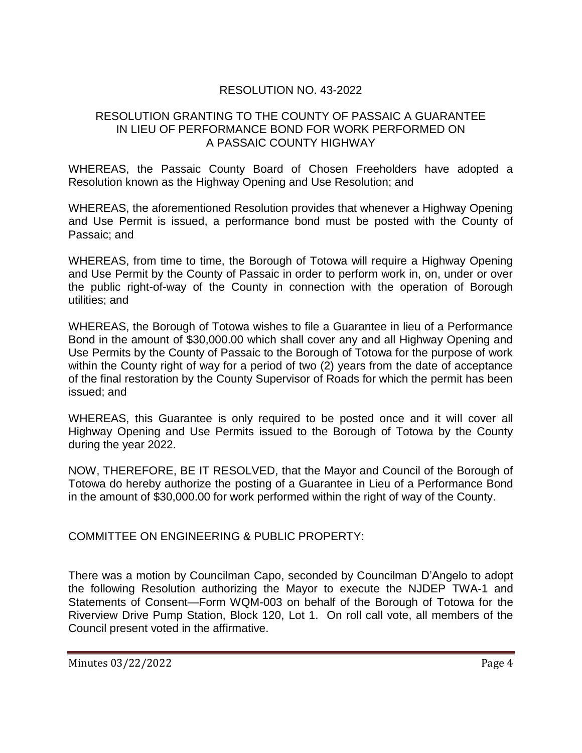RESOLUTION NO. 43-2022

RESOLUTION GRANTING TO THE COUNTY OF PASSAIC A GUARANTEE IN LIEU OF PERFORMANCE BOND FOR WORK PERFORMED ON A PASSAIC COUNTY HIGHWAY

WHEREAS, the Passaic County Board of Chosen Freeholders have adopted a Resolution known as the Highway Opening and Use Resolution; and

WHEREAS, the aforementioned Resolution provides that whenever a Highway Opening and Use Permit is issued, a performance bond must be posted with the County of Passaic; and

WHEREAS, from time to time, the Borough of Totowa will require a Highway Opening and Use Permit by the County of Passaic in order to perform work in, on, under or over the public right-of-way of the County in connection with the operation of Borough utilities; and

WHEREAS, the Borough of Totowa wishes to file a Guarantee in lieu of a Performance Bond in the amount of $30,000.00 which shall cover any and all Highway Opening and Use Permits by the County of Passaic to the Borough of Totowa for the purpose of work within the County right of way for a period of two (2) years from the date of acceptance of the final restoration by the County Supervisor of Roads for which the permit has been issued; and

WHEREAS, this Guarantee is only required to be posted once and it will cover all Highway Opening and Use Permits issued to the Borough of Totowa by the County during the year 2022.

NOW, THEREFORE, BE IT RESOLVED, that the Mayor and Council of the Borough of Totowa do hereby authorize the posting of a Guarantee in Lieu of a Performance Bond in the amount of $30,000.00 for work performed within the right of way of the County.

COMMITTEE ON ENGINEERING & PUBLIC PROPERTY:

There was a motion by Councilman Capo, seconded by Councilman D'Angelo to adopt the following Resolution authorizing the Mayor to execute the NJDEP TWA-1 and Statements of Consent—Form WQM-003 on behalf of the Borough of Totowa for the Riverview Drive Pump Station, Block 120, Lot 1. On roll call vote, all members of the Council present voted in the affirmative.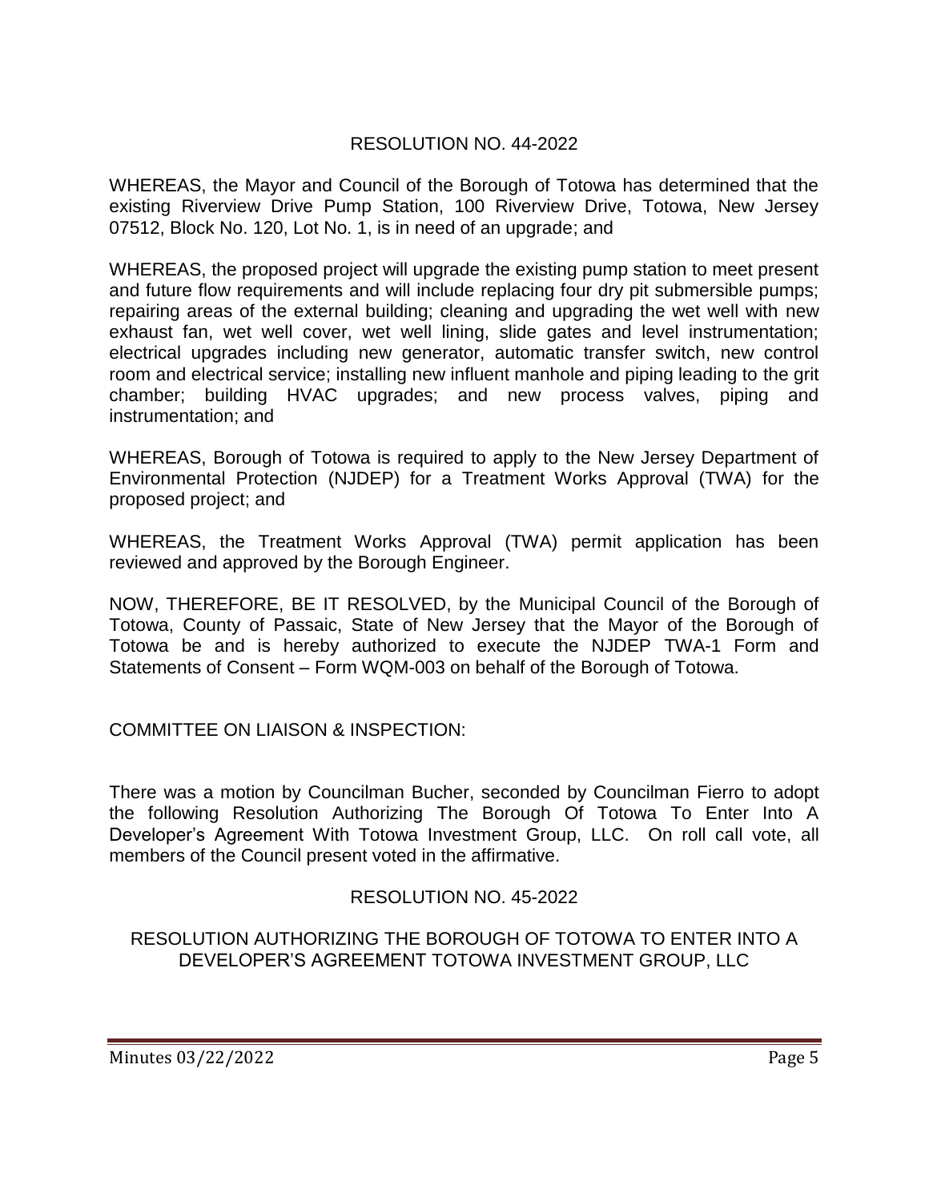RESOLUTION NO. 44-2022

WHEREAS, the Mayor and Council of the Borough of Totowa has determined that the existing Riverview Drive Pump Station, 100 Riverview Drive, Totowa, New Jersey 07512, Block No. 120, Lot No. 1, is in need of an upgrade; and

WHEREAS, the proposed project will upgrade the existing pump station to meet present and future flow requirements and will include replacing four dry pit submersible pumps; repairing areas of the external building; cleaning and upgrading the wet well with new exhaust fan, wet well cover, wet well lining, slide gates and level instrumentation; electrical upgrades including new generator, automatic transfer switch, new control room and electrical service; installing new influent manhole and piping leading to the grit chamber; building HVAC upgrades; and new process valves, piping and instrumentation; and

WHEREAS, Borough of Totowa is required to apply to the New Jersey Department of Environmental Protection (NJDEP) for a Treatment Works Approval (TWA) for the proposed project; and

WHEREAS, the Treatment Works Approval (TWA) permit application has been reviewed and approved by the Borough Engineer.

NOW, THEREFORE, BE IT RESOLVED, by the Municipal Council of the Borough of Totowa, County of Passaic, State of New Jersey that the Mayor of the Borough of Totowa be and is hereby authorized to execute the NJDEP TWA-1 Form and Statements of Consent – Form WQM-003 on behalf of the Borough of Totowa.

COMMITTEE ON LIAISON & INSPECTION:

There was a motion by Councilman Bucher, seconded by Councilman Fierro to adopt the following Resolution Authorizing The Borough Of Totowa To Enter Into A Developer's Agreement With Totowa Investment Group, LLC. On roll call vote, all members of the Council present voted in the affirmative.

RESOLUTION NO. 45-2022

RESOLUTION AUTHORIZING THE BOROUGH OF TOTOWA TO ENTER INTO A DEVELOPER'S AGREEMENT TOTOWA INVESTMENT GROUP, LLC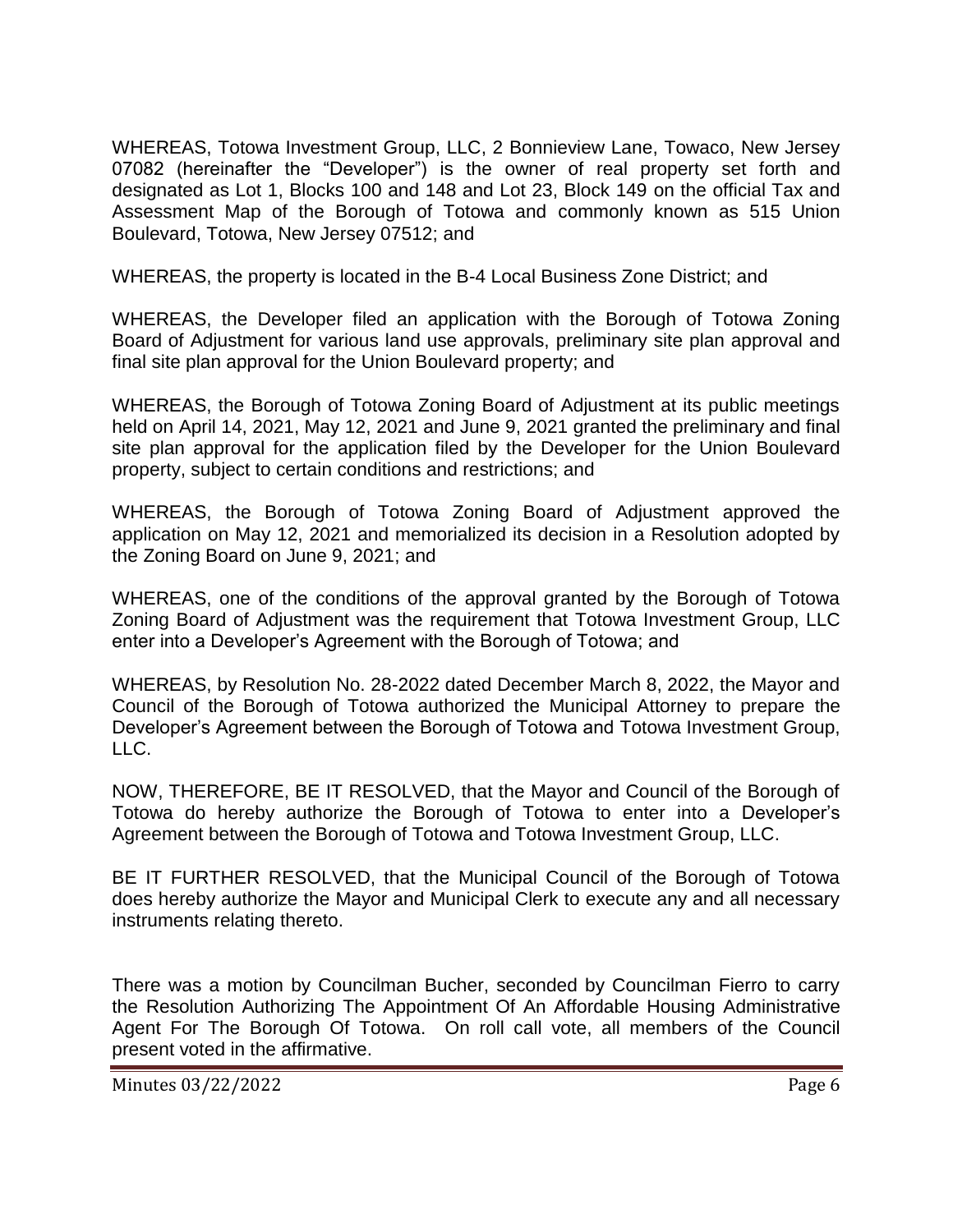WHEREAS, Totowa Investment Group, LLC, 2 Bonnieview Lane, Towaco, New Jersey 07082 (hereinafter the "Developer") is the owner of real property set forth and designated as Lot 1, Blocks 100 and 148 and Lot 23, Block 149 on the official Tax and Assessment Map of the Borough of Totowa and commonly known as 515 Union Boulevard, Totowa, New Jersey 07512; and

WHEREAS, the property is located in the B-4 Local Business Zone District; and

WHEREAS, the Developer filed an application with the Borough of Totowa Zoning Board of Adjustment for various land use approvals, preliminary site plan approval and final site plan approval for the Union Boulevard property; and

WHEREAS, the Borough of Totowa Zoning Board of Adjustment at its public meetings held on April 14, 2021, May 12, 2021 and June 9, 2021 granted the preliminary and final site plan approval for the application filed by the Developer for the Union Boulevard property, subject to certain conditions and restrictions; and

WHEREAS, the Borough of Totowa Zoning Board of Adjustment approved the application on May 12, 2021 and memorialized its decision in a Resolution adopted by the Zoning Board on June 9, 2021; and

WHEREAS, one of the conditions of the approval granted by the Borough of Totowa Zoning Board of Adjustment was the requirement that Totowa Investment Group, LLC enter into a Developer's Agreement with the Borough of Totowa; and

WHEREAS, by Resolution No. 28-2022 dated December March 8, 2022, the Mayor and Council of the Borough of Totowa authorized the Municipal Attorney to prepare the Developer's Agreement between the Borough of Totowa and Totowa Investment Group, LLC.

NOW, THEREFORE, BE IT RESOLVED, that the Mayor and Council of the Borough of Totowa do hereby authorize the Borough of Totowa to enter into a Developer's Agreement between the Borough of Totowa and Totowa Investment Group, LLC.

BE IT FURTHER RESOLVED, that the Municipal Council of the Borough of Totowa does hereby authorize the Mayor and Municipal Clerk to execute any and all necessary instruments relating thereto.

There was a motion by Councilman Bucher, seconded by Councilman Fierro to carry the Resolution Authorizing The Appointment Of An Affordable Housing Administrative Agent For The Borough Of Totowa. On roll call vote, all members of the Council present voted in the affirmative.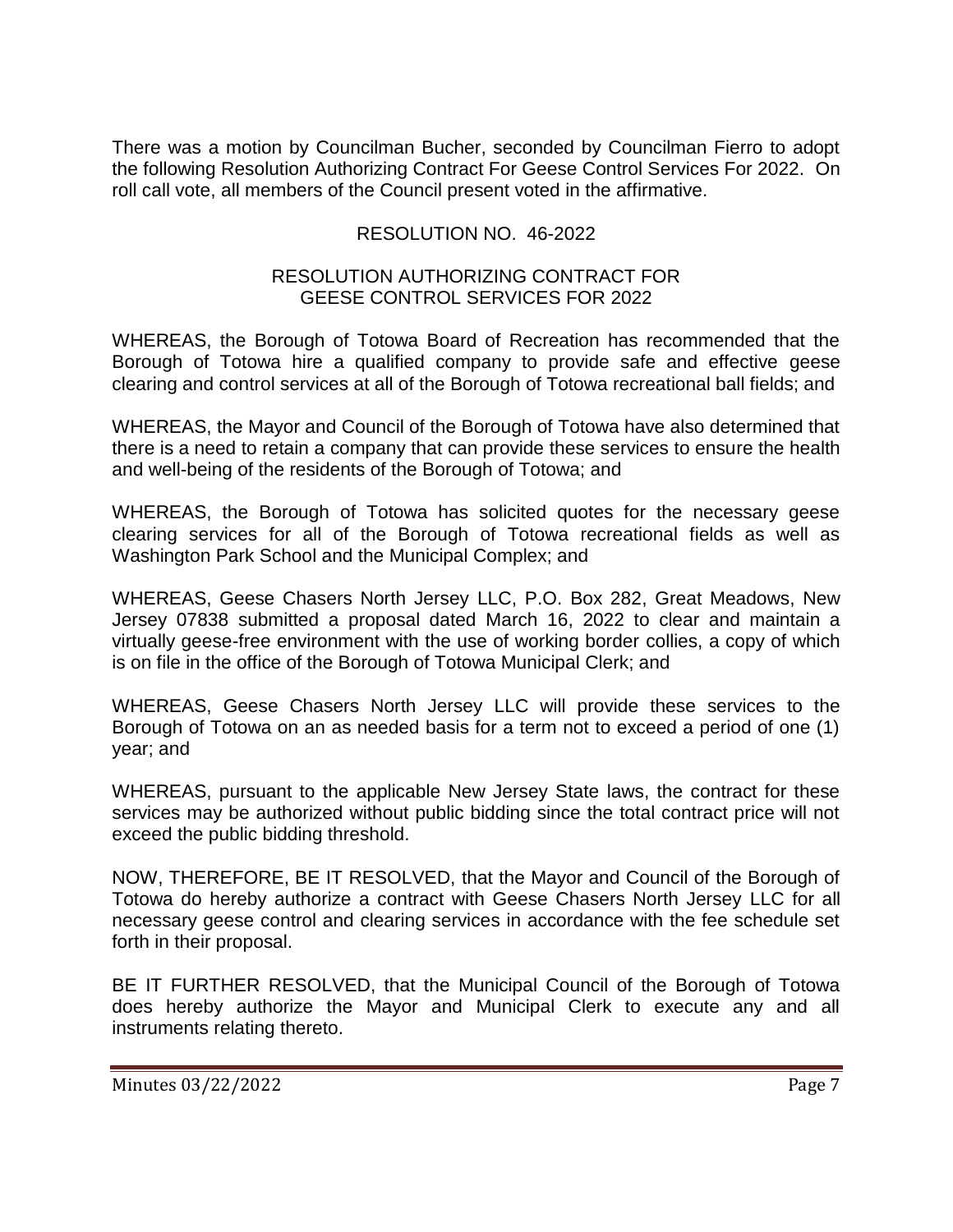There was a motion by Councilman Bucher, seconded by Councilman Fierro to adopt the following Resolution Authorizing Contract For Geese Control Services For 2022. On roll call vote, all members of the Council present voted in the affirmative.

RESOLUTION NO. 46-2022

RESOLUTION AUTHORIZING CONTRACT FOR GEESE CONTROL SERVICES FOR 2022

WHEREAS, the Borough of Totowa Board of Recreation has recommended that the Borough of Totowa hire a qualified company to provide safe and effective geese clearing and control services at all of the Borough of Totowa recreational ball fields; and

WHEREAS, the Mayor and Council of the Borough of Totowa have also determined that there is a need to retain a company that can provide these services to ensure the health and well-being of the residents of the Borough of Totowa; and

WHEREAS, the Borough of Totowa has solicited quotes for the necessary geese clearing services for all of the Borough of Totowa recreational fields as well as Washington Park School and the Municipal Complex; and

WHEREAS, Geese Chasers North Jersey LLC, P.O. Box 282, Great Meadows, New Jersey 07838 submitted a proposal dated March 16, 2022 to clear and maintain a virtually geese-free environment with the use of working border collies, a copy of which is on file in the office of the Borough of Totowa Municipal Clerk; and

WHEREAS, Geese Chasers North Jersey LLC will provide these services to the Borough of Totowa on an as needed basis for a term not to exceed a period of one (1) year; and

WHEREAS, pursuant to the applicable New Jersey State laws, the contract for these services may be authorized without public bidding since the total contract price will not exceed the public bidding threshold.

NOW, THEREFORE, BE IT RESOLVED, that the Mayor and Council of the Borough of Totowa do hereby authorize a contract with Geese Chasers North Jersey LLC for all necessary geese control and clearing services in accordance with the fee schedule set forth in their proposal.

BE IT FURTHER RESOLVED, that the Municipal Council of the Borough of Totowa does hereby authorize the Mayor and Municipal Clerk to execute any and all instruments relating thereto.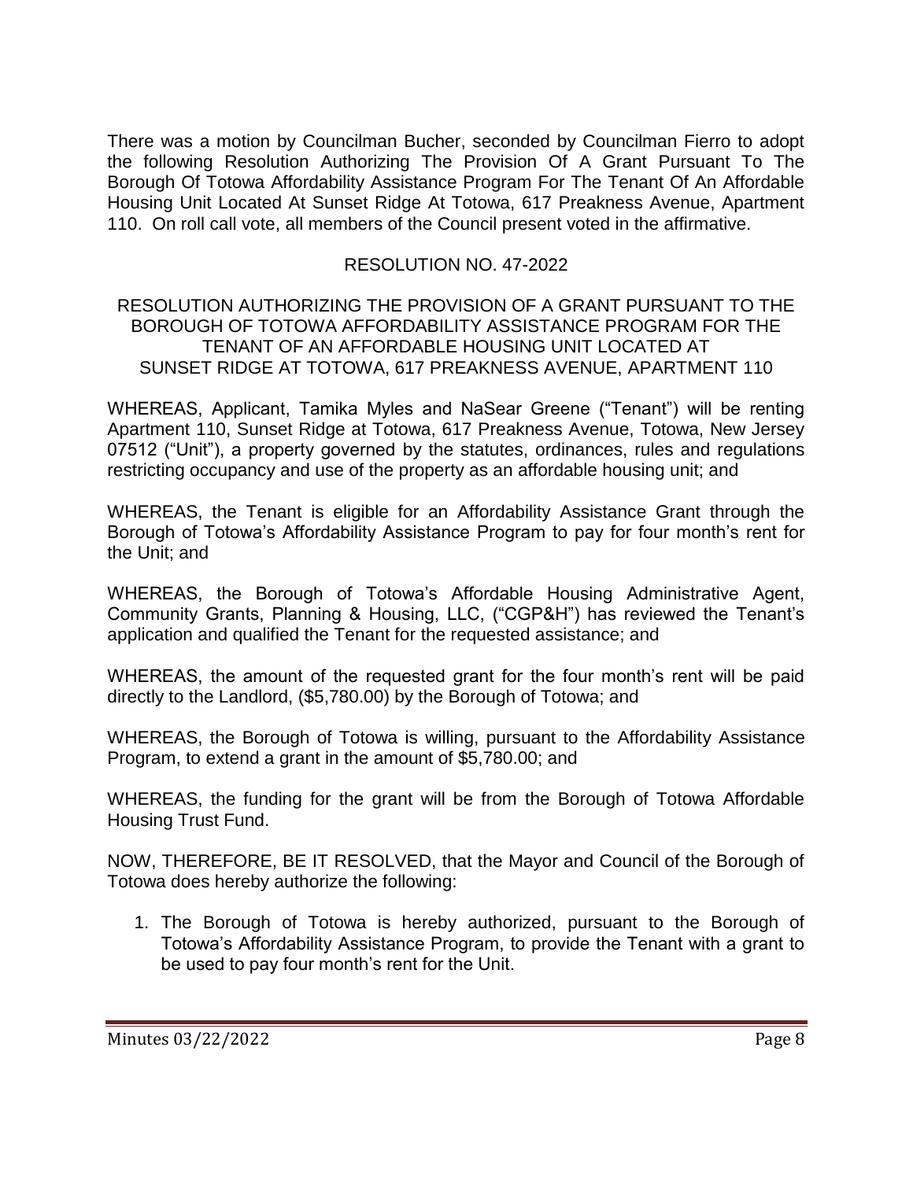There was a motion by Councilman Bucher, seconded by Councilman Fierro to adopt the following Resolution Authorizing The Provision Of A Grant Pursuant To The Borough Of Totowa Affordability Assistance Program For The Tenant Of An Affordable Housing Unit Located At Sunset Ridge At Totowa, 617 Preakness Avenue, Apartment 110. On roll call vote, all members of the Council present voted in the affirmative.

RESOLUTION NO. 47-2022

RESOLUTION AUTHORIZING THE PROVISION OF A GRANT PURSUANT TO THE BOROUGH OF TOTOWA AFFORDABILITY ASSISTANCE PROGRAM FOR THE TENANT OF AN AFFORDABLE HOUSING UNIT LOCATED AT SUNSET RIDGE AT TOTOWA, 617 PREAKNESS AVENUE, APARTMENT 110

WHEREAS, Applicant, Tamika Myles and NaSear Greene ("Tenant") will be renting Apartment 110, Sunset Ridge at Totowa, 617 Preakness Avenue, Totowa, New Jersey 07512 ("Unit"), a property governed by the statutes, ordinances, rules and regulations restricting occupancy and use of the property as an affordable housing unit; and

WHEREAS, the Tenant is eligible for an Affordability Assistance Grant through the Borough of Totowa's Affordability Assistance Program to pay for four month's rent for the Unit; and

WHEREAS, the Borough of Totowa's Affordable Housing Administrative Agent, Community Grants, Planning & Housing, LLC, ("CGP&H") has reviewed the Tenant's application and qualified the Tenant for the requested assistance; and

WHEREAS, the amount of the requested grant for the four month's rent will be paid directly to the Landlord, ($5,780.00) by the Borough of Totowa; and

WHEREAS, the Borough of Totowa is willing, pursuant to the Affordability Assistance Program, to extend a grant in the amount of $5,780.00; and

WHEREAS, the funding for the grant will be from the Borough of Totowa Affordable Housing Trust Fund.

NOW, THEREFORE, BE IT RESOLVED, that the Mayor and Council of the Borough of Totowa does hereby authorize the following:

1. The Borough of Totowa is hereby authorized, pursuant to the Borough of Totowa's Affordability Assistance Program, to provide the Tenant with a grant to be used to pay four month's rent for the Unit.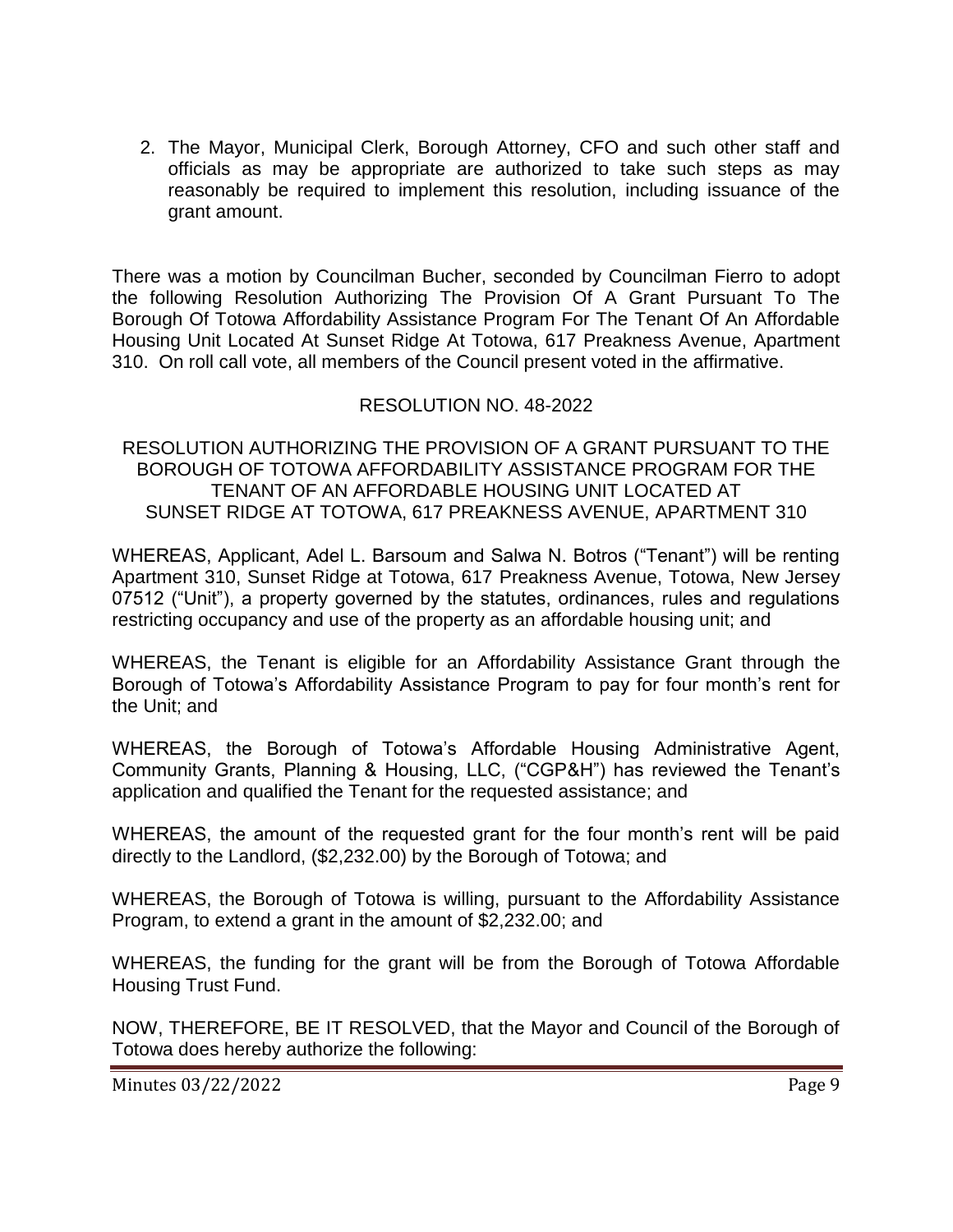2. The Mayor, Municipal Clerk, Borough Attorney, CFO and such other staff and officials as may be appropriate are authorized to take such steps as may reasonably be required to implement this resolution, including issuance of the grant amount.

There was a motion by Councilman Bucher, seconded by Councilman Fierro to adopt the following Resolution Authorizing The Provision Of A Grant Pursuant To The Borough Of Totowa Affordability Assistance Program For The Tenant Of An Affordable Housing Unit Located At Sunset Ridge At Totowa, 617 Preakness Avenue, Apartment 310. On roll call vote, all members of the Council present voted in the affirmative.

RESOLUTION NO. 48-2022

RESOLUTION AUTHORIZING THE PROVISION OF A GRANT PURSUANT TO THE BOROUGH OF TOTOWA AFFORDABILITY ASSISTANCE PROGRAM FOR THE TENANT OF AN AFFORDABLE HOUSING UNIT LOCATED AT SUNSET RIDGE AT TOTOWA, 617 PREAKNESS AVENUE, APARTMENT 310

WHEREAS, Applicant, Adel L. Barsoum and Salwa N. Botros ("Tenant") will be renting Apartment 310, Sunset Ridge at Totowa, 617 Preakness Avenue, Totowa, New Jersey 07512 ("Unit"), a property governed by the statutes, ordinances, rules and regulations restricting occupancy and use of the property as an affordable housing unit; and

WHEREAS, the Tenant is eligible for an Affordability Assistance Grant through the Borough of Totowa's Affordability Assistance Program to pay for four month's rent for the Unit; and

WHEREAS, the Borough of Totowa's Affordable Housing Administrative Agent, Community Grants, Planning & Housing, LLC, ("CGP&H") has reviewed the Tenant's application and qualified the Tenant for the requested assistance; and

WHEREAS, the amount of the requested grant for the four month's rent will be paid directly to the Landlord, ($2,232.00) by the Borough of Totowa; and

WHEREAS, the Borough of Totowa is willing, pursuant to the Affordability Assistance Program, to extend a grant in the amount of $2,232.00; and

WHEREAS, the funding for the grant will be from the Borough of Totowa Affordable Housing Trust Fund.

NOW, THEREFORE, BE IT RESOLVED, that the Mayor and Council of the Borough of Totowa does hereby authorize the following: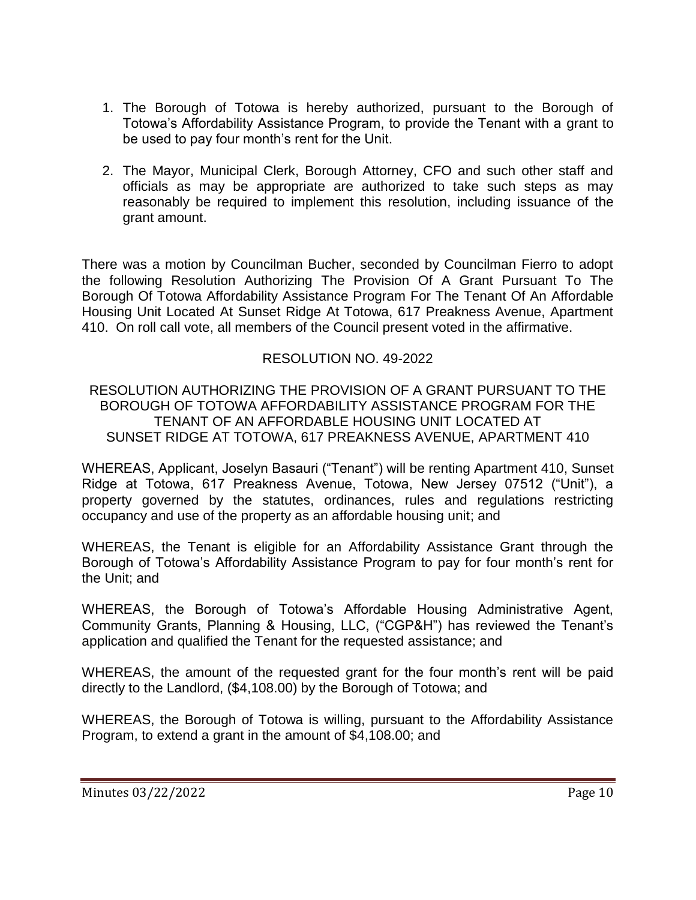1. The Borough of Totowa is hereby authorized, pursuant to the Borough of Totowa's Affordability Assistance Program, to provide the Tenant with a grant to be used to pay four month's rent for the Unit.

2. The Mayor, Municipal Clerk, Borough Attorney, CFO and such other staff and officials as may be appropriate are authorized to take such steps as may reasonably be required to implement this resolution, including issuance of the grant amount.

There was a motion by Councilman Bucher, seconded by Councilman Fierro to adopt the following Resolution Authorizing The Provision Of A Grant Pursuant To The Borough Of Totowa Affordability Assistance Program For The Tenant Of An Affordable Housing Unit Located At Sunset Ridge At Totowa, 617 Preakness Avenue, Apartment 410. On roll call vote, all members of the Council present voted in the affirmative.

RESOLUTION NO. 49-2022

RESOLUTION AUTHORIZING THE PROVISION OF A GRANT PURSUANT TO THE BOROUGH OF TOTOWA AFFORDABILITY ASSISTANCE PROGRAM FOR THE TENANT OF AN AFFORDABLE HOUSING UNIT LOCATED AT SUNSET RIDGE AT TOTOWA, 617 PREAKNESS AVENUE, APARTMENT 410

WHEREAS, Applicant, Joselyn Basauri ("Tenant") will be renting Apartment 410, Sunset Ridge at Totowa, 617 Preakness Avenue, Totowa, New Jersey 07512 ("Unit"), a property governed by the statutes, ordinances, rules and regulations restricting occupancy and use of the property as an affordable housing unit; and

WHEREAS, the Tenant is eligible for an Affordability Assistance Grant through the Borough of Totowa's Affordability Assistance Program to pay for four month's rent for the Unit; and

WHEREAS, the Borough of Totowa's Affordable Housing Administrative Agent, Community Grants, Planning & Housing, LLC, ("CGP&H") has reviewed the Tenant's application and qualified the Tenant for the requested assistance; and

WHEREAS, the amount of the requested grant for the four month's rent will be paid directly to the Landlord, ($4,108.00) by the Borough of Totowa; and

WHEREAS, the Borough of Totowa is willing, pursuant to the Affordability Assistance Program, to extend a grant in the amount of $4,108.00; and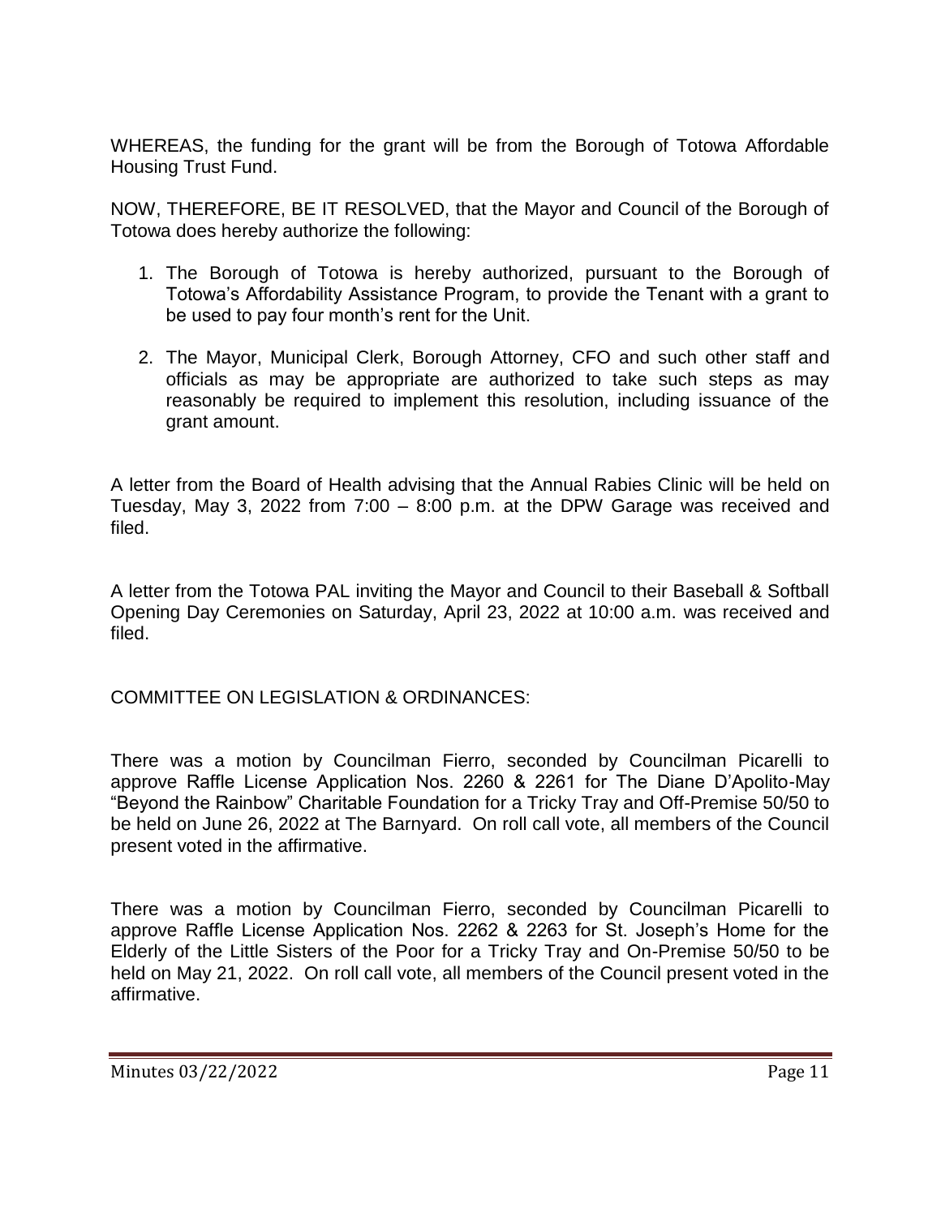WHEREAS, the funding for the grant will be from the Borough of Totowa Affordable Housing Trust Fund.

NOW, THEREFORE, BE IT RESOLVED, that the Mayor and Council of the Borough of Totowa does hereby authorize the following:

1. The Borough of Totowa is hereby authorized, pursuant to the Borough of Totowa's Affordability Assistance Program, to provide the Tenant with a grant to be used to pay four month's rent for the Unit.

2. The Mayor, Municipal Clerk, Borough Attorney, CFO and such other staff and officials as may be appropriate are authorized to take such steps as may reasonably be required to implement this resolution, including issuance of the grant amount.

A letter from the Board of Health advising that the Annual Rabies Clinic will be held on Tuesday, May 3, 2022 from 7:00 – 8:00 p.m. at the DPW Garage was received and filed.

A letter from the Totowa PAL inviting the Mayor and Council to their Baseball & Softball Opening Day Ceremonies on Saturday, April 23, 2022 at 10:00 a.m. was received and filed.

COMMITTEE ON LEGISLATION & ORDINANCES:

There was a motion by Councilman Fierro, seconded by Councilman Picarelli to approve Raffle License Application Nos. 2260 & 2261 for The Diane D'Apolito-May "Beyond the Rainbow" Charitable Foundation for a Tricky Tray and Off-Premise 50/50 to be held on June 26, 2022 at The Barnyard. On roll call vote, all members of the Council present voted in the affirmative.

There was a motion by Councilman Fierro, seconded by Councilman Picarelli to approve Raffle License Application Nos. 2262 & 2263 for St. Joseph's Home for the Elderly of the Little Sisters of the Poor for a Tricky Tray and On-Premise 50/50 to be held on May 21, 2022. On roll call vote, all members of the Council present voted in the affirmative.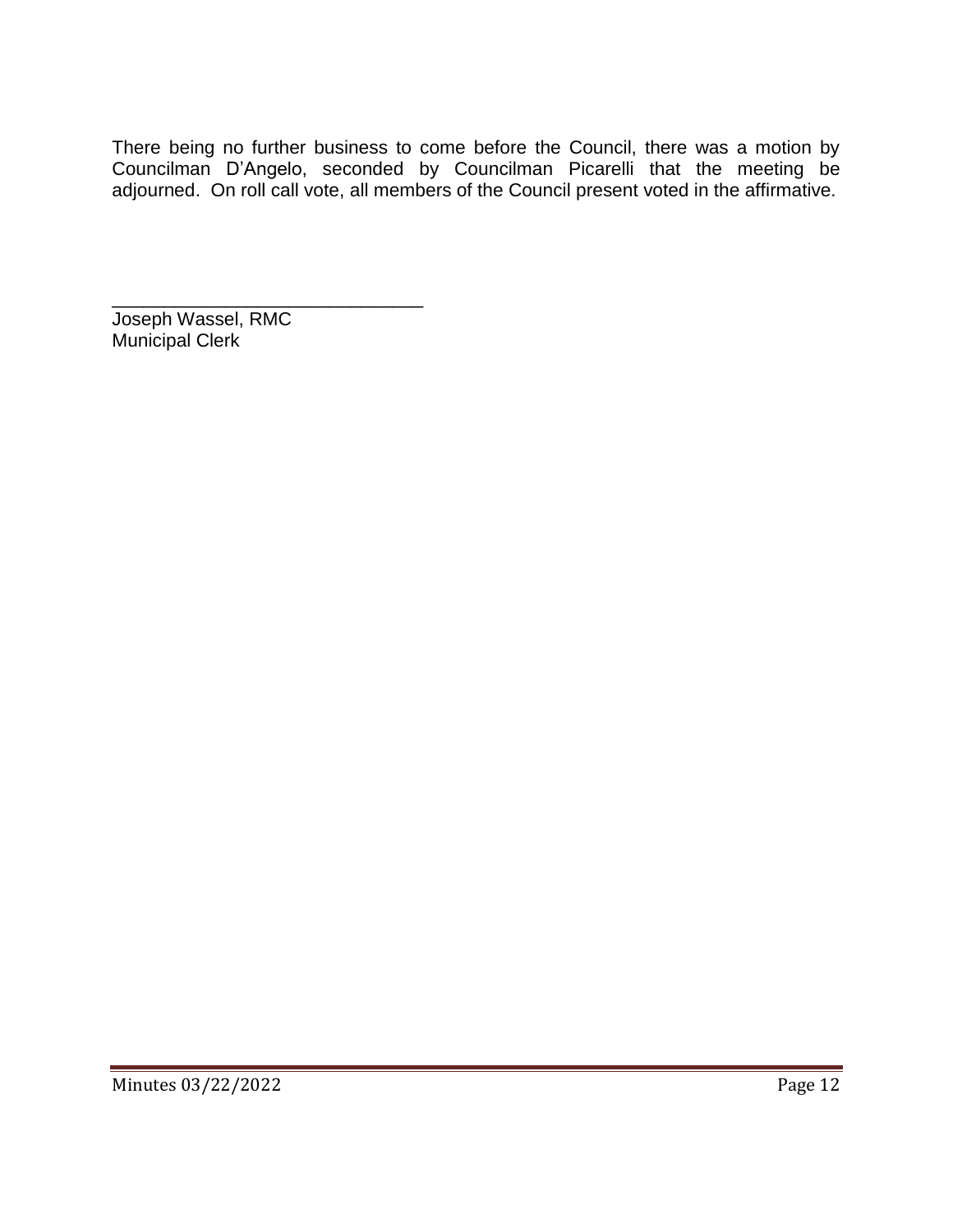There being no further business to come before the Council, there was a motion by Councilman D'Angelo, seconded by Councilman Picarelli that the meeting be adjourned. On roll call vote, all members of the Council present voted in the affirmative.

_______________________________

Joseph Wassel, RMC
Municipal Clerk